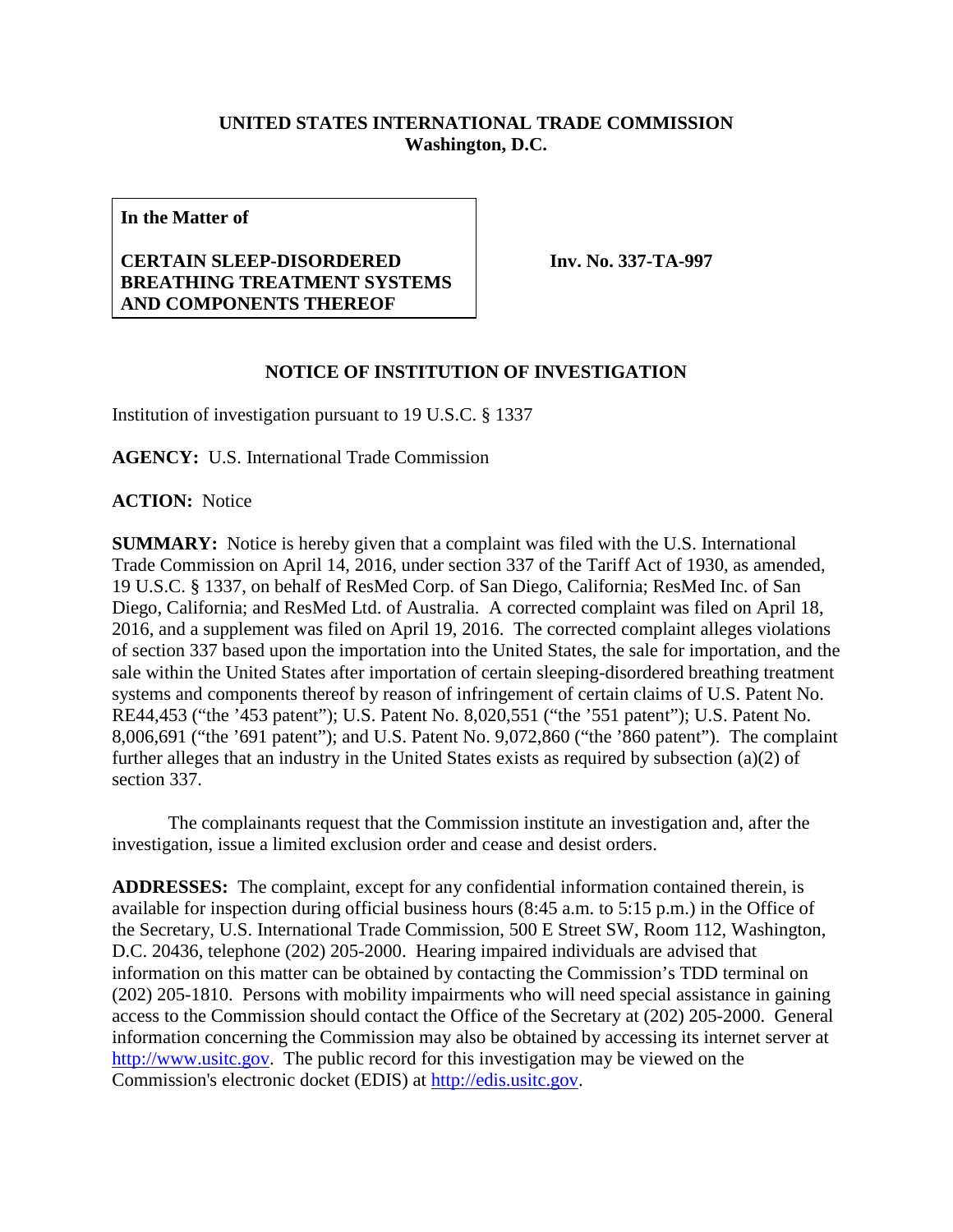**UNITED STATES INTERNATIONAL TRADE COMMISSION**
**Washington, D.C.**

| **In the Matter of**<br><br>**CERTAIN SLEEP-DISORDERED BREATHING TREATMENT SYSTEMS AND COMPONENTS THEREOF** | **Inv. No. 337-TA-997** |
|---|---|

**NOTICE OF INSTITUTION OF INVESTIGATION**

Institution of investigation pursuant to 19 U.S.C. § 1337

**AGENCY:** U.S. International Trade Commission

**ACTION:** Notice

**SUMMARY:** Notice is hereby given that a complaint was filed with the U.S. International Trade Commission on April 14, 2016, under section 337 of the Tariff Act of 1930, as amended, 19 U.S.C. § 1337, on behalf of ResMed Corp. of San Diego, California; ResMed Inc. of San Diego, California; and ResMed Ltd. of Australia. A corrected complaint was filed on April 18, 2016, and a supplement was filed on April 19, 2016. The corrected complaint alleges violations of section 337 based upon the importation into the United States, the sale for importation, and the sale within the United States after importation of certain sleeping-disordered breathing treatment systems and components thereof by reason of infringement of certain claims of U.S. Patent No. RE44,453 ("the '453 patent"); U.S. Patent No. 8,020,551 ("the '551 patent"); U.S. Patent No. 8,006,691 ("the '691 patent"); and U.S. Patent No. 9,072,860 ("the '860 patent"). The complaint further alleges that an industry in the United States exists as required by subsection (a)(2) of section 337.

The complainants request that the Commission institute an investigation and, after the investigation, issue a limited exclusion order and cease and desist orders.

**ADDRESSES:** The complaint, except for any confidential information contained therein, is available for inspection during official business hours (8:45 a.m. to 5:15 p.m.) in the Office of the Secretary, U.S. International Trade Commission, 500 E Street SW, Room 112, Washington, D.C. 20436, telephone (202) 205-2000. Hearing impaired individuals are advised that information on this matter can be obtained by contacting the Commission's TDD terminal on (202) 205-1810. Persons with mobility impairments who will need special assistance in gaining access to the Commission should contact the Office of the Secretary at (202) 205-2000. General information concerning the Commission may also be obtained by accessing its internet server at http://www.usitc.gov. The public record for this investigation may be viewed on the Commission's electronic docket (EDIS) at http://edis.usitc.gov.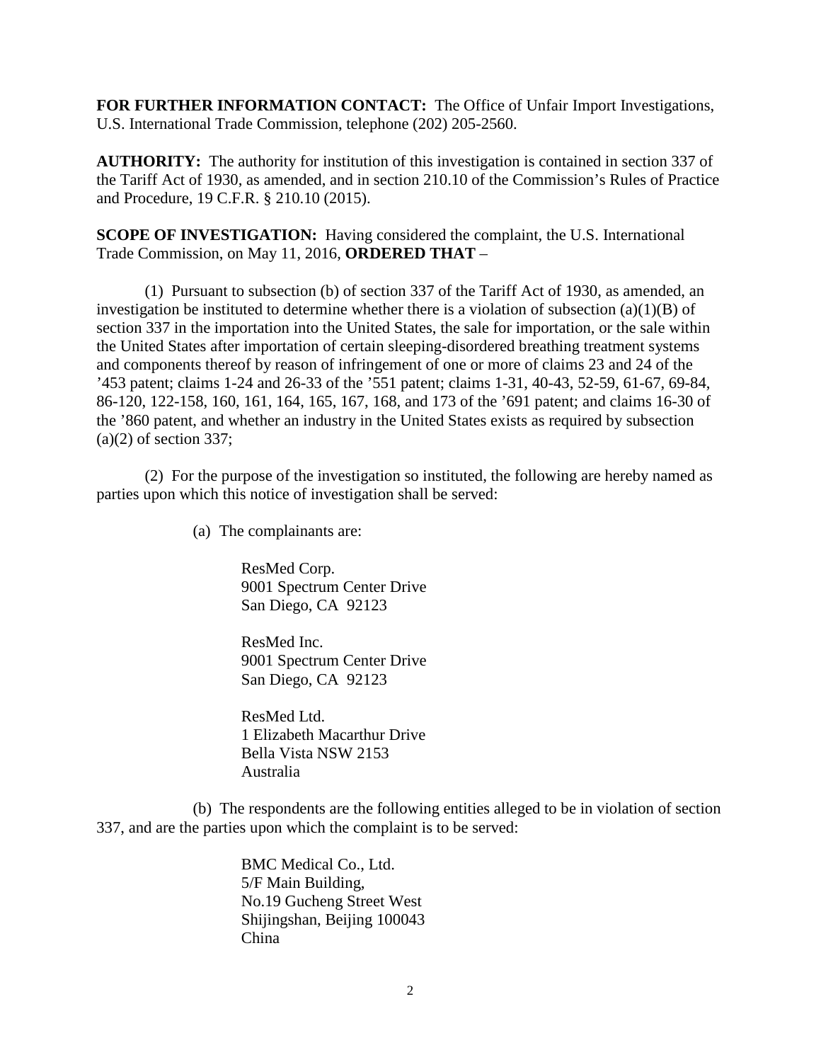**FOR FURTHER INFORMATION CONTACT:** The Office of Unfair Import Investigations, U.S. International Trade Commission, telephone (202) 205-2560.

**AUTHORITY:** The authority for institution of this investigation is contained in section 337 of the Tariff Act of 1930, as amended, and in section 210.10 of the Commission's Rules of Practice and Procedure, 19 C.F.R. § 210.10 (2015).

**SCOPE OF INVESTIGATION:** Having considered the complaint, the U.S. International Trade Commission, on May 11, 2016, **ORDERED THAT** –

(1) Pursuant to subsection (b) of section 337 of the Tariff Act of 1930, as amended, an investigation be instituted to determine whether there is a violation of subsection (a)(1)(B) of section 337 in the importation into the United States, the sale for importation, or the sale within the United States after importation of certain sleeping-disordered breathing treatment systems and components thereof by reason of infringement of one or more of claims 23 and 24 of the '453 patent; claims 1-24 and 26-33 of the '551 patent; claims 1-31, 40-43, 52-59, 61-67, 69-84, 86-120, 122-158, 160, 161, 164, 165, 167, 168, and 173 of the '691 patent; and claims 16-30 of the '860 patent, and whether an industry in the United States exists as required by subsection (a)(2) of section 337;

(2) For the purpose of the investigation so instituted, the following are hereby named as parties upon which this notice of investigation shall be served:

(a) The complainants are:

ResMed Corp.
9001 Spectrum Center Drive
San Diego, CA 92123

ResMed Inc.
9001 Spectrum Center Drive
San Diego, CA 92123

ResMed Ltd.
1 Elizabeth Macarthur Drive
Bella Vista NSW 2153
Australia

(b) The respondents are the following entities alleged to be in violation of section 337, and are the parties upon which the complaint is to be served:

BMC Medical Co., Ltd.
5/F Main Building,
No.19 Gucheng Street West
Shijingshan, Beijing 100043
China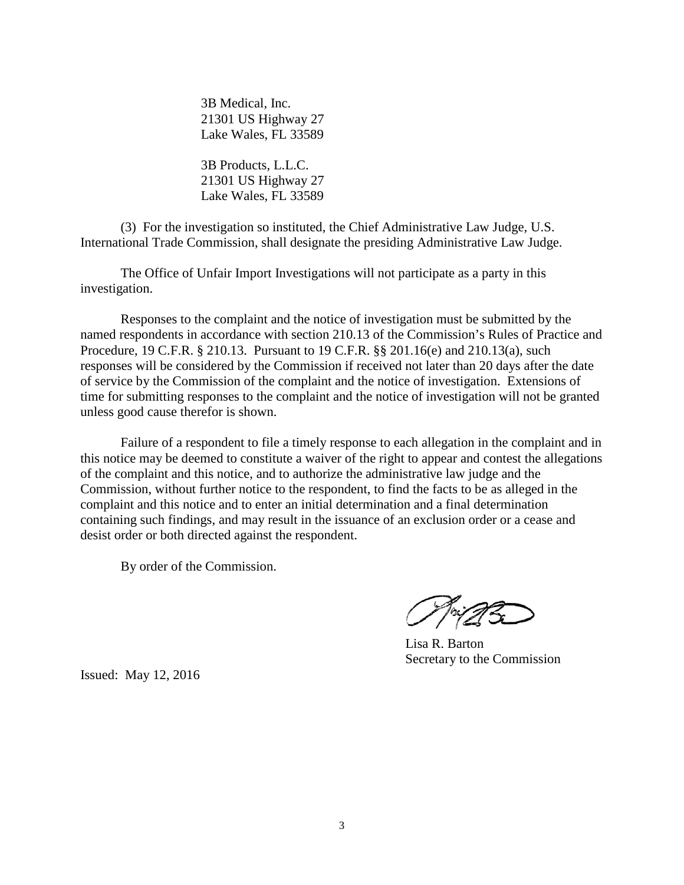3B Medical, Inc.
21301 US Highway 27
Lake Wales, FL 33589

3B Products, L.L.C.
21301 US Highway 27
Lake Wales, FL 33589

(3) For the investigation so instituted, the Chief Administrative Law Judge, U.S. International Trade Commission, shall designate the presiding Administrative Law Judge.

The Office of Unfair Import Investigations will not participate as a party in this investigation.

Responses to the complaint and the notice of investigation must be submitted by the named respondents in accordance with section 210.13 of the Commission's Rules of Practice and Procedure, 19 C.F.R. § 210.13. Pursuant to 19 C.F.R. §§ 201.16(e) and 210.13(a), such responses will be considered by the Commission if received not later than 20 days after the date of service by the Commission of the complaint and the notice of investigation. Extensions of time for submitting responses to the complaint and the notice of investigation will not be granted unless good cause therefor is shown.

Failure of a respondent to file a timely response to each allegation in the complaint and in this notice may be deemed to constitute a waiver of the right to appear and contest the allegations of the complaint and this notice, and to authorize the administrative law judge and the Commission, without further notice to the respondent, to find the facts to be as alleged in the complaint and this notice and to enter an initial determination and a final determination containing such findings, and may result in the issuance of an exclusion order or a cease and desist order or both directed against the respondent.

By order of the Commission.

Lisa R. Barton
Secretary to the Commission

Issued: May 12, 2016